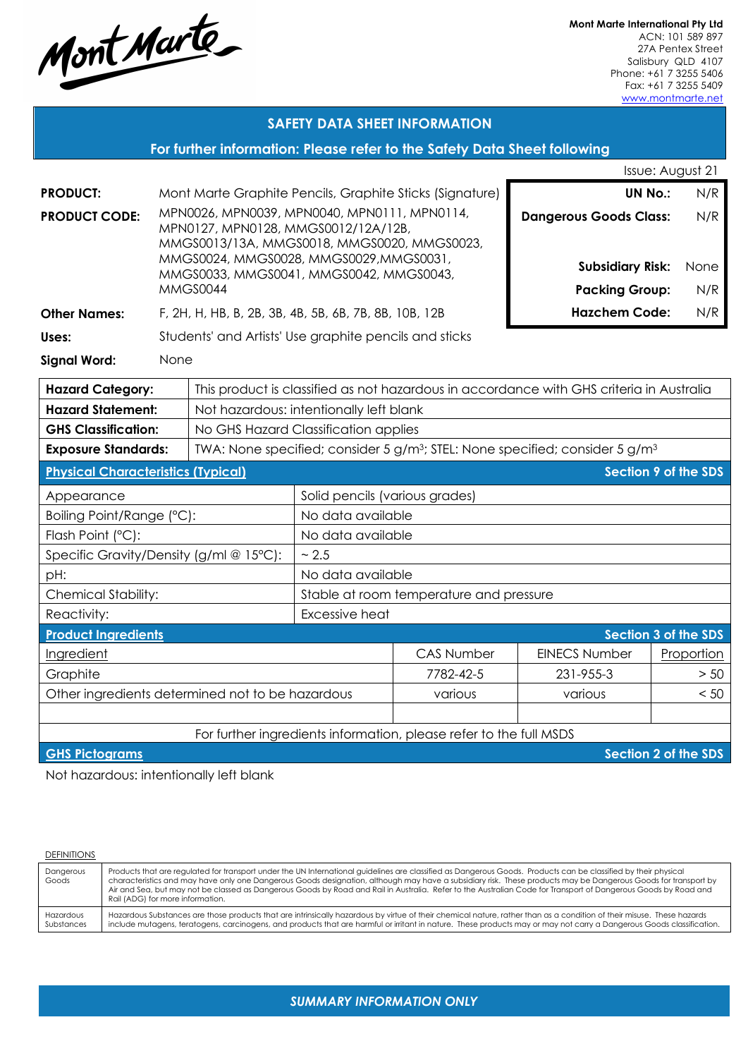Mont Marte

**Mont Marte International Pty Ltd**
ACN: 101 589 897
27A Pentex Street
Salisbury QLD 4107
Phone: +61 7 3255 5406
Fax: +61 7 3255 5409
www.montmarte.net

## SAFETY DATA SHEET INFORMATION

**For further information: Please refer to the Safety Data Sheet following**

Issue: August 21

**PRODUCT:** Mont Marte Graphite Pencils, Graphite Sticks (Signature)

**PRODUCT CODE:** MPN0026, MPN0039, MPN0040, MPN0111, MPN0114, MPN0127, MPN0128, MMGS0012/12A/12B, MMGS0013/13A, MMGS0018, MMGS0020, MMGS0023, MMGS0024, MMGS0028, MMGS0029,MMGS0031, MMGS0033, MMGS0041, MMGS0042, MMGS0043, MMGS0044

**Other Names:** F, 2H, H, HB, B, 2B, 3B, 4B, 5B, 6B, 7B, 8B, 10B, 12B

**Uses:** Students' and Artists' Use graphite pencils and sticks

**Signal Word:** None

| | |
|---|---|
| **UN No.:** | N/R |
| **Dangerous Goods Class:** | N/R |
| **Subsidiary Risk:** | None |
| **Packing Group:** | N/R |
| **Hazchem Code:** | N/R |

| | |
|---|---|
| **Hazard Category:** | This product is classified as not hazardous in accordance with GHS criteria in Australia |
| **Hazard Statement:** | Not hazardous: intentionally left blank |
| **GHS Classification:** | No GHS Hazard Classification applies |
| **Exposure Standards:** | TWA: None specified; consider 5 g/m³; STEL: None specified; consider 5 g/m³ |

| **Physical Characteristics (Typical)** | **Section 9 of the SDS** |
|---|---|
| Appearance | Solid pencils (various grades) |
| Boiling Point/Range (°C): | No data available |
| Flash Point (°C): | No data available |
| Specific Gravity/Density (g/ml @ 15°C): | ~ 2.5 |
| pH: | No data available |
| Chemical Stability: | Stable at room temperature and pressure |
| Reactivity: | Excessive heat |

**Product Ingredients** — **Section 3 of the SDS**

| Ingredient | CAS Number | EINECS Number | Proportion |
|---|---|---|---|
| Graphite | 7782-42-5 | 231-955-3 | > 50 |
| Other ingredients determined not to be hazardous | various | various | < 50 |
| | | | |

For further ingredients information, please refer to the full MSDS

**GHS Pictograms** — **Section 2 of the SDS**

Not hazardous: intentionally left blank

DEFINITIONS

| | |
|---|---|
| Dangerous Goods | Products that are regulated for transport under the UN International guidelines are classified as Dangerous Goods. Products can be classified by their physical characteristics and may have only one Dangerous Goods designation, although may have a subsidiary risk. These products may be Dangerous Goods for transport by Air and Sea, but may not be classed as Dangerous Goods by Road and Rail in Australia. Refer to the Australian Code for Transport of Dangerous Goods by Road and Rail (ADG) for more information. |
| Hazardous Substances | Hazardous Substances are those products that are intrinsically hazardous by virtue of their chemical nature, rather than as a condition of their misuse. These hazards include mutagens, teratogens, carcinogens, and products that are harmful or irritant in nature. These products may or may not carry a Dangerous Goods classification. |

*SUMMARY INFORMATION ONLY*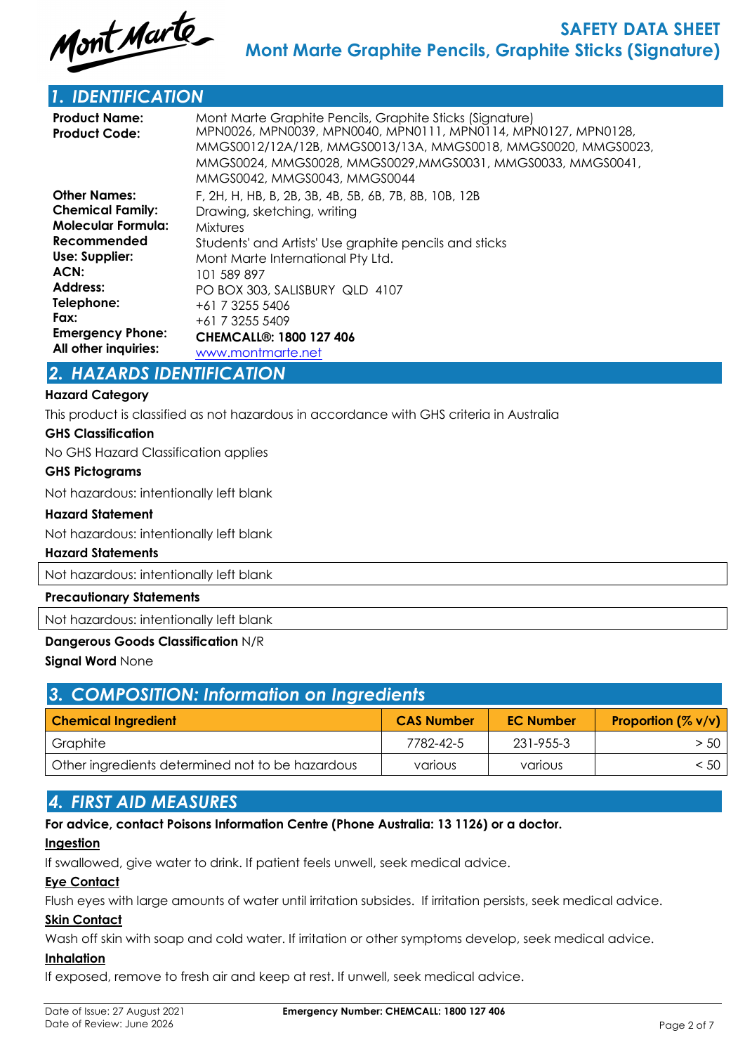# 1. IDENTIFICATION

| | |
|---|---|
| **Product Name:** | Mont Marte Graphite Pencils, Graphite Sticks (Signature) |
| **Product Code:** | MPN0026, MPN0039, MPN0040, MPN0111, MPN0114, MPN0127, MPN0128, MMGS0012/12A/12B, MMGS0013/13A, MMGS0018, MMGS0020, MMGS0023, MMGS0024, MMGS0028, MMGS0029,MMGS0031, MMGS0033, MMGS0041, MMGS0042, MMGS0043, MMGS0044 |
| **Other Names:** | F, 2H, H, HB, B, 2B, 3B, 4B, 5B, 6B, 7B, 8B, 10B, 12B |
| **Chemical Family:** | Drawing, sketching, writing |
| **Molecular Formula:** | Mixtures |
| **Recommended Use:** | Students' and Artists' Use graphite pencils and sticks |
| **Supplier:** | Mont Marte International Pty Ltd. |
| **ACN:** | 101 589 897 |
| **Address:** | PO BOX 303, SALISBURY QLD 4107 |
| **Telephone:** | +61 7 3255 5406 |
| **Fax:** | +61 7 3255 5409 |
| **Emergency Phone:** | **CHEMCALL®: 1800 127 406** |
| **All other inquiries:** | www.montmarte.net |

# 2. HAZARDS IDENTIFICATION

**Hazard Category**

This product is classified as not hazardous in accordance with GHS criteria in Australia

**GHS Classification**

No GHS Hazard Classification applies

**GHS Pictograms**

Not hazardous: intentionally left blank

**Hazard Statement**

Not hazardous: intentionally left blank

**Hazard Statements**

Not hazardous: intentionally left blank

**Precautionary Statements**

Not hazardous: intentionally left blank

**Dangerous Goods Classification** N/R

**Signal Word** None

# 3. COMPOSITION: Information on Ingredients

| Chemical Ingredient | CAS Number | EC Number | Proportion (% v/v) |
|---|---|---|---|
| Graphite | 7782-42-5 | 231-955-3 | > 50 |
| Other ingredients determined not to be hazardous | various | various | < 50 |

# 4. FIRST AID MEASURES

**For advice, contact Poisons Information Centre (Phone Australia: 13 1126) or a doctor.**

**Ingestion**

If swallowed, give water to drink. If patient feels unwell, seek medical advice.

**Eye Contact**

Flush eyes with large amounts of water until irritation subsides. If irritation persists, seek medical advice.

**Skin Contact**

Wash off skin with soap and cold water. If irritation or other symptoms develop, seek medical advice.

**Inhalation**

If exposed, remove to fresh air and keep at rest. If unwell, seek medical advice.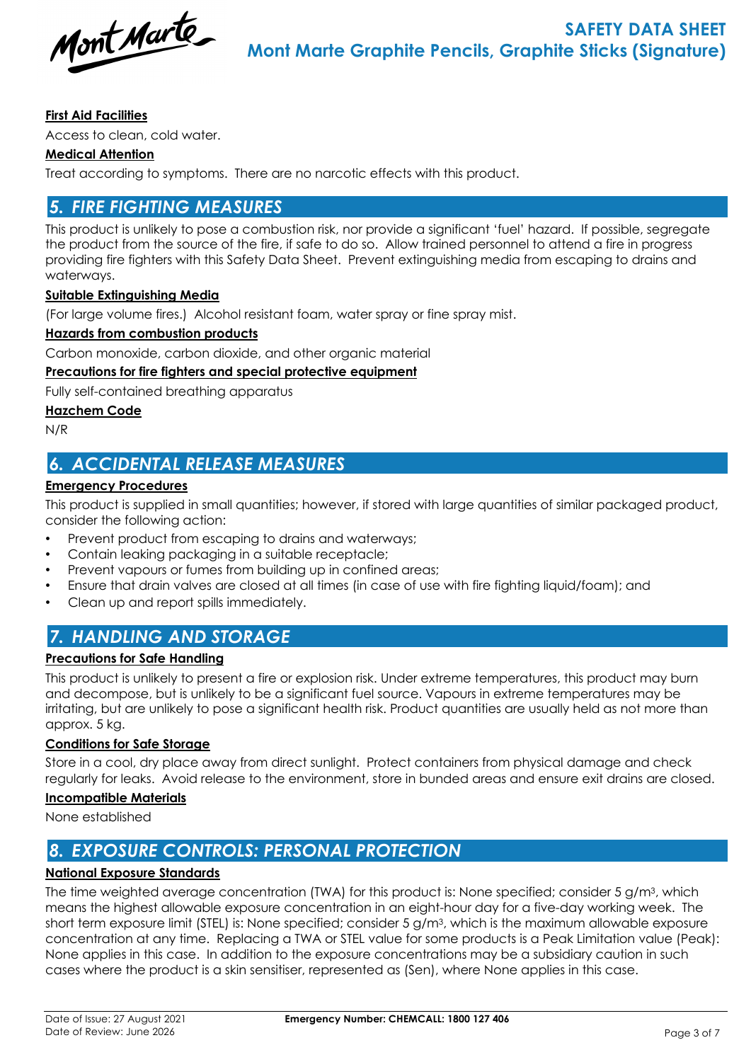**First Aid Facilities**

Access to clean, cold water.

**Medical Attention**

Treat according to symptoms. There are no narcotic effects with this product.

## 5. FIRE FIGHTING MEASURES

This product is unlikely to pose a combustion risk, nor provide a significant 'fuel' hazard. If possible, segregate the product from the source of the fire, if safe to do so. Allow trained personnel to attend a fire in progress providing fire fighters with this Safety Data Sheet. Prevent extinguishing media from escaping to drains and waterways.

**Suitable Extinguishing Media**

(For large volume fires.) Alcohol resistant foam, water spray or fine spray mist.

**Hazards from combustion products**

Carbon monoxide, carbon dioxide, and other organic material

**Precautions for fire fighters and special protective equipment**

Fully self-contained breathing apparatus

**Hazchem Code**

N/R

## 6. ACCIDENTAL RELEASE MEASURES

**Emergency Procedures**

This product is supplied in small quantities; however, if stored with large quantities of similar packaged product, consider the following action:

- Prevent product from escaping to drains and waterways;
- Contain leaking packaging in a suitable receptacle;
- Prevent vapours or fumes from building up in confined areas;
- Ensure that drain valves are closed at all times (in case of use with fire fighting liquid/foam); and
- Clean up and report spills immediately.

## 7. HANDLING AND STORAGE

**Precautions for Safe Handling**

This product is unlikely to present a fire or explosion risk. Under extreme temperatures, this product may burn and decompose, but is unlikely to be a significant fuel source. Vapours in extreme temperatures may be irritating, but are unlikely to pose a significant health risk. Product quantities are usually held as not more than approx. 5 kg.

**Conditions for Safe Storage**

Store in a cool, dry place away from direct sunlight. Protect containers from physical damage and check regularly for leaks. Avoid release to the environment, store in bunded areas and ensure exit drains are closed.

**Incompatible Materials**

None established

## 8. EXPOSURE CONTROLS: PERSONAL PROTECTION

**National Exposure Standards**

The time weighted average concentration (TWA) for this product is: None specified; consider 5 g/m$^3$, which means the highest allowable exposure concentration in an eight-hour day for a five-day working week. The short term exposure limit (STEL) is: None specified; consider 5 g/m$^3$, which is the maximum allowable exposure concentration at any time. Replacing a TWA or STEL value for some products is a Peak Limitation value (Peak): None applies in this case. In addition to the exposure concentrations may be a subsidiary caution in such cases where the product is a skin sensitiser, represented as (Sen), where None applies in this case.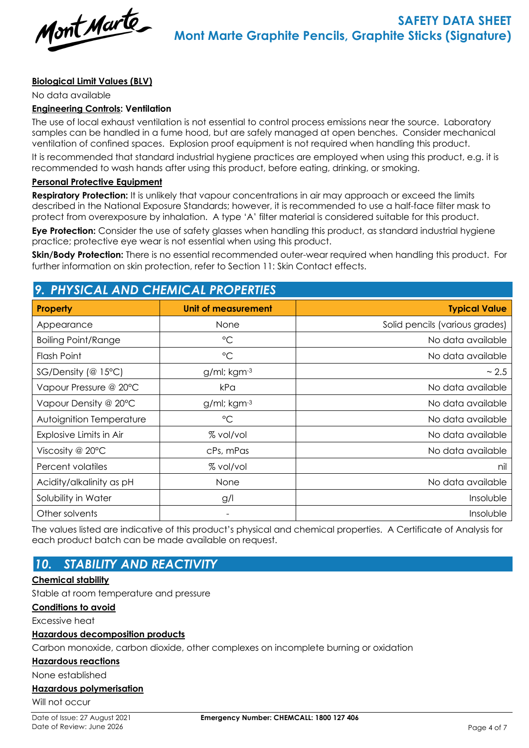**Biological Limit Values (BLV)**

No data available

**Engineering Controls: Ventilation**

The use of local exhaust ventilation is not essential to control process emissions near the source. Laboratory samples can be handled in a fume hood, but are safely managed at open benches. Consider mechanical ventilation of confined spaces. Explosion proof equipment is not required when handling this product.

It is recommended that standard industrial hygiene practices are employed when using this product, e.g. it is recommended to wash hands after using this product, before eating, drinking, or smoking.

**Personal Protective Equipment**

**Respiratory Protection:** It is unlikely that vapour concentrations in air may approach or exceed the limits described in the National Exposure Standards; however, it is recommended to use a half-face filter mask to protect from overexposure by inhalation. A type 'A' filter material is considered suitable for this product.

**Eye Protection:** Consider the use of safety glasses when handling this product, as standard industrial hygiene practice; protective eye wear is not essential when using this product.

**Skin/Body Protection:** There is no essential recommended outer-wear required when handling this product. For further information on skin protection, refer to Section 11: Skin Contact effects.

## 9. PHYSICAL AND CHEMICAL PROPERTIES

| Property | Unit of measurement | Typical Value |
|---|---|---|
| Appearance | None | Solid pencils (various grades) |
| Boiling Point/Range | °C | No data available |
| Flash Point | °C | No data available |
| SG/Density (@ 15°C) | g/ml; $kgm^{-3}$ | ~ 2.5 |
| Vapour Pressure @ 20°C | kPa | No data available |
| Vapour Density @ 20°C | g/ml; $kgm^{-3}$ | No data available |
| Autoignition Temperature | °C | No data available |
| Explosive Limits in Air | % vol/vol | No data available |
| Viscosity @ 20°C | cPs, mPas | No data available |
| Percent volatiles | % vol/vol | nil |
| Acidity/alkalinity as pH | None | No data available |
| Solubility in Water | g/l | Insoluble |
| Other solvents | - | Insoluble |

The values listed are indicative of this product's physical and chemical properties. A Certificate of Analysis for each product batch can be made available on request.

## 10. STABILITY AND REACTIVITY

**Chemical stability**

Stable at room temperature and pressure

**Conditions to avoid**

Excessive heat

**Hazardous decomposition products**

Carbon monoxide, carbon dioxide, other complexes on incomplete burning or oxidation

**Hazardous reactions**

None established

**Hazardous polymerisation**

Will not occur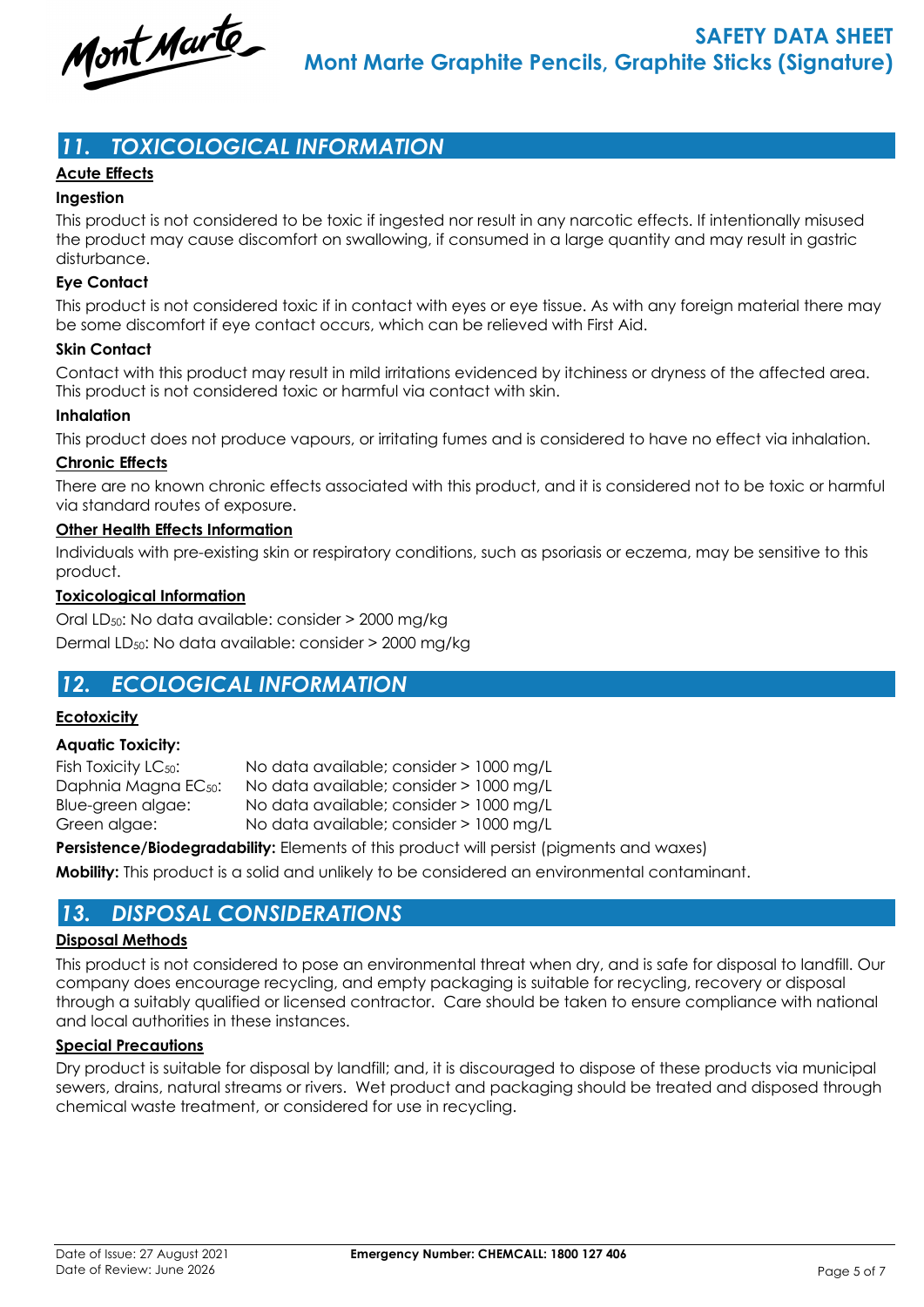## 11. TOXICOLOGICAL INFORMATION

### Acute Effects

**Ingestion**

This product is not considered to be toxic if ingested nor result in any narcotic effects. If intentionally misused the product may cause discomfort on swallowing, if consumed in a large quantity and may result in gastric disturbance.

**Eye Contact**

This product is not considered toxic if in contact with eyes or eye tissue. As with any foreign material there may be some discomfort if eye contact occurs, which can be relieved with First Aid.

**Skin Contact**

Contact with this product may result in mild irritations evidenced by itchiness or dryness of the affected area. This product is not considered toxic or harmful via contact with skin.

**Inhalation**

This product does not produce vapours, or irritating fumes and is considered to have no effect via inhalation.

### Chronic Effects

There are no known chronic effects associated with this product, and it is considered not to be toxic or harmful via standard routes of exposure.

### Other Health Effects Information

Individuals with pre-existing skin or respiratory conditions, such as psoriasis or eczema, may be sensitive to this product.

### Toxicological Information

Oral $LD_{50}$: No data available: consider > 2000 mg/kg

Dermal $LD_{50}$: No data available: consider > 2000 mg/kg

## 12. ECOLOGICAL INFORMATION

### Ecotoxicity

**Aquatic Toxicity:**

| | |
|---|---|
| Fish Toxicity $LC_{50}$: | No data available; consider > 1000 mg/L |
| Daphnia Magna $EC_{50}$: | No data available; consider > 1000 mg/L |
| Blue-green algae: | No data available; consider > 1000 mg/L |
| Green algae: | No data available; consider > 1000 mg/L |

**Persistence/Biodegradability:** Elements of this product will persist (pigments and waxes)

**Mobility:** This product is a solid and unlikely to be considered an environmental contaminant.

## 13. DISPOSAL CONSIDERATIONS

### Disposal Methods

This product is not considered to pose an environmental threat when dry, and is safe for disposal to landfill. Our company does encourage recycling, and empty packaging is suitable for recycling, recovery or disposal through a suitably qualified or licensed contractor. Care should be taken to ensure compliance with national and local authorities in these instances.

### Special Precautions

Dry product is suitable for disposal by landfill; and, it is discouraged to dispose of these products via municipal sewers, drains, natural streams or rivers. Wet product and packaging should be treated and disposed through chemical waste treatment, or considered for use in recycling.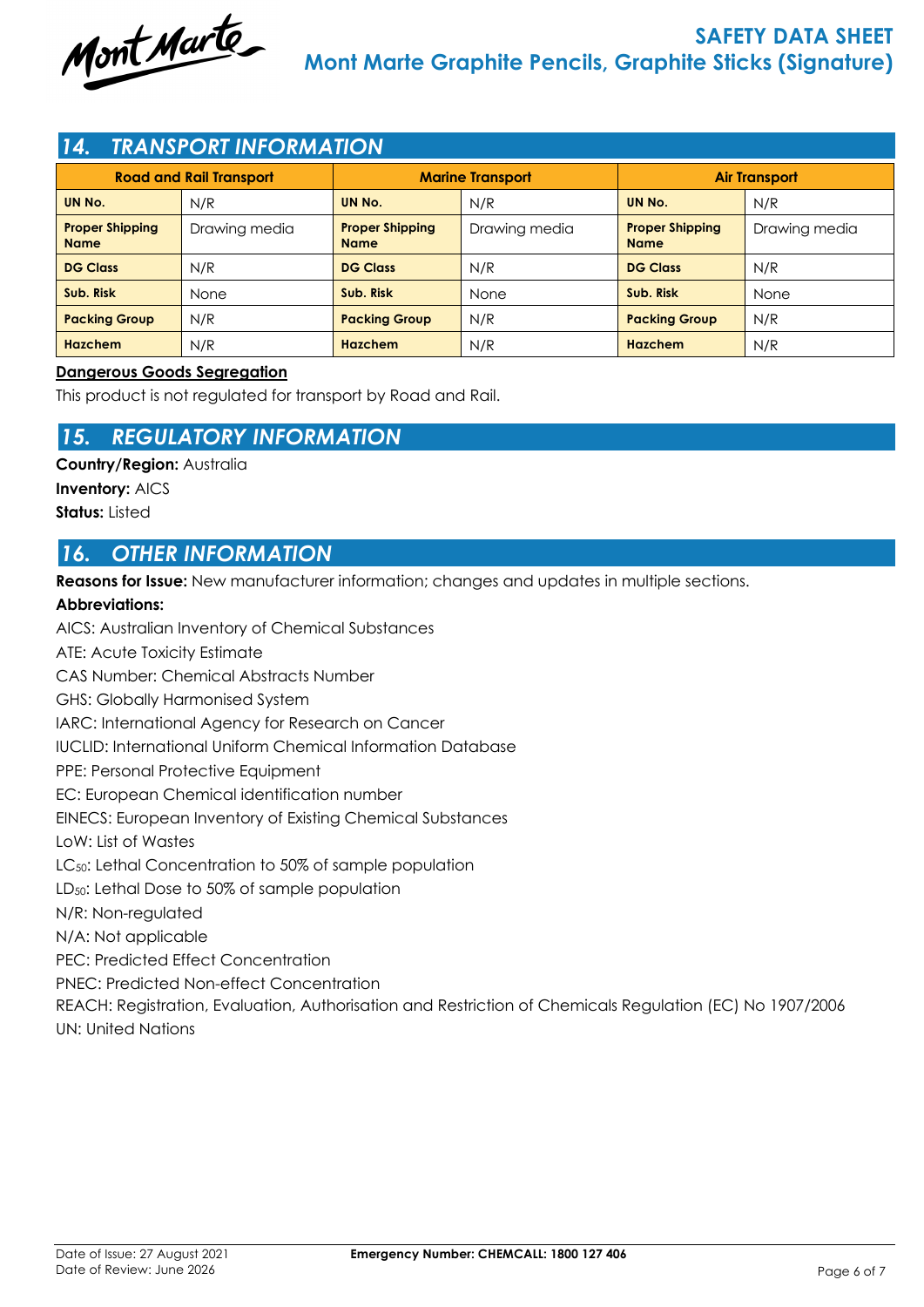## 14. TRANSPORT INFORMATION

| Road and Rail Transport | | Marine Transport | | Air Transport | |
|---|---|---|---|---|---|
| **UN No.** | N/R | **UN No.** | N/R | **UN No.** | N/R |
| **Proper Shipping Name** | Drawing media | **Proper Shipping Name** | Drawing media | **Proper Shipping Name** | Drawing media |
| **DG Class** | N/R | **DG Class** | N/R | **DG Class** | N/R |
| **Sub. Risk** | None | **Sub. Risk** | None | **Sub. Risk** | None |
| **Packing Group** | N/R | **Packing Group** | N/R | **Packing Group** | N/R |
| **Hazchem** | N/R | **Hazchem** | N/R | **Hazchem** | N/R |

**Dangerous Goods Segregation**

This product is not regulated for transport by Road and Rail.

## 15. REGULATORY INFORMATION

**Country/Region:** Australia

**Inventory:** AICS

**Status:** Listed

## 16. OTHER INFORMATION

**Reasons for Issue:** New manufacturer information; changes and updates in multiple sections.

**Abbreviations:**

AICS: Australian Inventory of Chemical Substances

ATE: Acute Toxicity Estimate

CAS Number: Chemical Abstracts Number

GHS: Globally Harmonised System

IARC: International Agency for Research on Cancer

IUCLID: International Uniform Chemical Information Database

PPE: Personal Protective Equipment

EC: European Chemical identification number

EINECS: European Inventory of Existing Chemical Substances

LoW: List of Wastes

$LC_{50}$: Lethal Concentration to 50% of sample population

$LD_{50}$: Lethal Dose to 50% of sample population

N/R: Non-regulated

N/A: Not applicable

PEC: Predicted Effect Concentration

PNEC: Predicted Non-effect Concentration

REACH: Registration, Evaluation, Authorisation and Restriction of Chemicals Regulation (EC) No 1907/2006

UN: United Nations

Date of Issue: 27 August 2021
Date of Review: June 2026

**Emergency Number: CHEMCALL: 1800 127 406**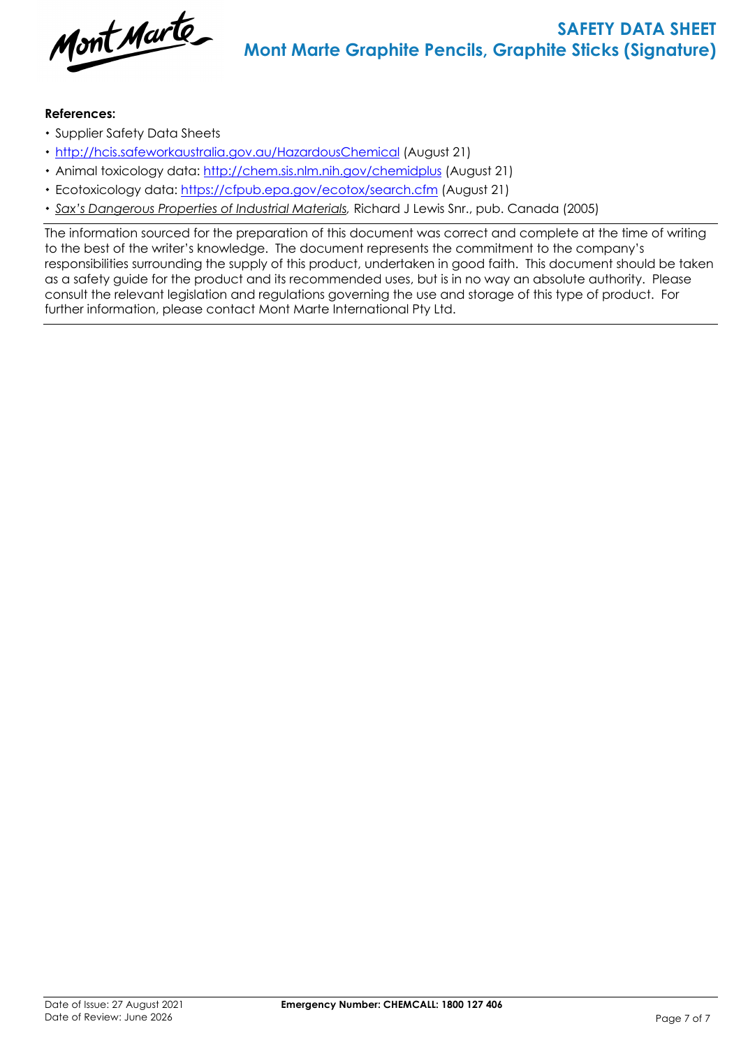**References:**

- Supplier Safety Data Sheets
- http://hcis.safeworkaustralia.gov.au/HazardousChemical (August 21)
- Animal toxicology data: http://chem.sis.nlm.nih.gov/chemidplus (August 21)
- Ecotoxicology data: https://cfpub.epa.gov/ecotox/search.cfm (August 21)
- *Sax's Dangerous Properties of Industrial Materials,* Richard J Lewis Snr., pub. Canada (2005)

The information sourced for the preparation of this document was correct and complete at the time of writing to the best of the writer's knowledge. The document represents the commitment to the company's responsibilities surrounding the supply of this product, undertaken in good faith. This document should be taken as a safety guide for the product and its recommended uses, but is in no way an absolute authority. Please consult the relevant legislation and regulations governing the use and storage of this type of product. For further information, please contact Mont Marte International Pty Ltd.